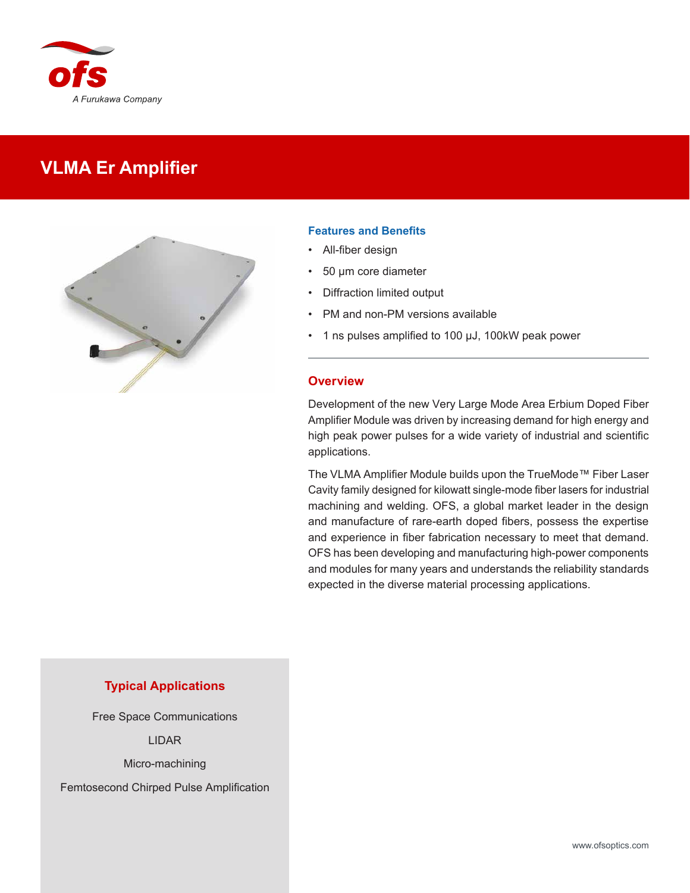ofs

*A Furukawa Company*

# VLMA Er Amplifier

## Features and Benefits

- All-fiber design
- 50 µm core diameter
- Diffraction limited output
- PM and non-PM versions available
- 1 ns pulses amplified to 100 µJ, 100kW peak power

## Overview

Development of the new Very Large Mode Area Erbium Doped Fiber Amplifier Module was driven by increasing demand for high energy and high peak power pulses for a wide variety of industrial and scientific applications.

The VLMA Amplifier Module builds upon the TrueMode™ Fiber Laser Cavity family designed for kilowatt single-mode fiber lasers for industrial machining and welding. OFS, a global market leader in the design and manufacture of rare-earth doped fibers, possess the expertise and experience in fiber fabrication necessary to meet that demand. OFS has been developing and manufacturing high-power components and modules for many years and understands the reliability standards expected in the diverse material processing applications.

## Typical Applications

Free Space Communications

LIDAR

Micro-machining

Femtosecond Chirped Pulse Amplification

www.ofsoptics.com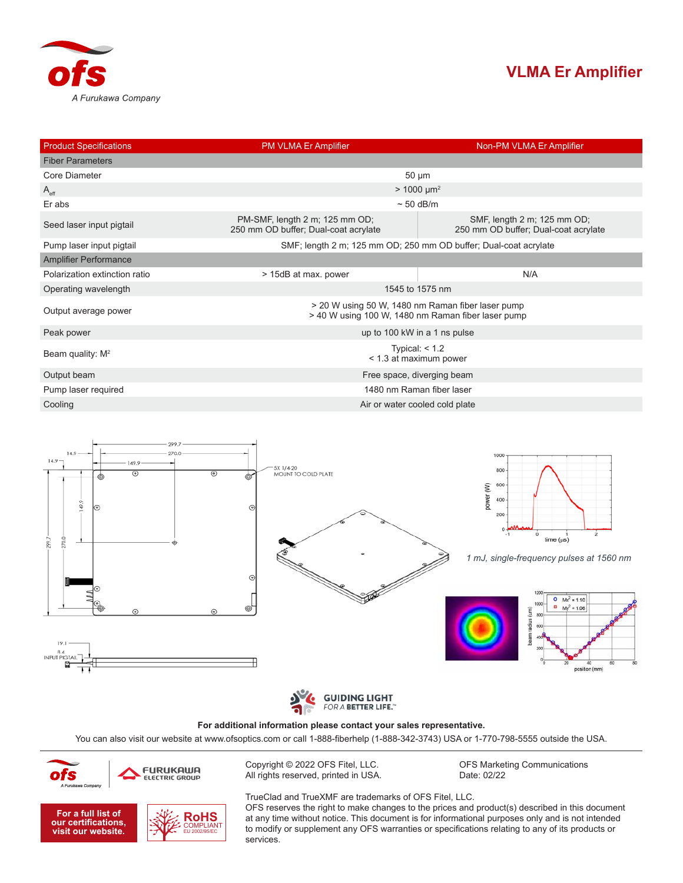# VLMA Er Amplifier

| Product Specifications | PM VLMA Er Amplifier | Non-PM VLMA Er Amplifier |
|---|---|---|
| **Fiber Parameters** | | |
| Core Diameter | 50 µm | |
| $A_{eff}$ | > 1000 µm² | |
| Er abs | ~ 50 dB/m | |
| Seed laser input pigtail | PM-SMF, length 2 m; 125 mm OD; 250 mm OD buffer; Dual-coat acrylate | SMF, length 2 m; 125 mm OD; 250 mm OD buffer; Dual-coat acrylate |
| Pump laser input pigtail | SMF; length 2 m; 125 mm OD; 250 mm OD buffer; Dual-coat acrylate | |
| **Amplifier Performance** | | |
| Polarization extinction ratio | > 15dB at max. power | N/A |
| Operating wavelength | 1545 to 1575 nm | |
| Output average power | > 20 W using 50 W, 1480 nm Raman fiber laser pump<br>> 40 W using 100 W, 1480 nm Raman fiber laser pump | |
| Peak power | up to 100 kW in a 1 ns pulse | |
| Beam quality: $M^2$ | Typical: < 1.2<br>< 1.3 at maximum power | |
| Output beam | Free space, diverging beam | |
| Pump laser required | 1480 nm Raman fiber laser | |
| Cooling | Air or water cooled cold plate | |

299.7
270.0
14.9
14.9
149.9
149.9
299.7
270.0
5X 1/4-20
MOUNT TO COLD PLATE
19.1
8.4
INPUT PIGTAIL

1000
800
600
400
200
0
power (W)
-1
0
1
2
time (µs)

*1 mJ, single-frequency pulses at 1560 nm*

1200
1000
800
600
400
200
0
beam radius (um)
$M_x^2$ = 1.10
$M_y^2$ = 1.06
0
20
40
60
80
position (mm)

GUIDING LIGHT
FOR A BETTER LIFE.™

**For additional information please contact your sales representative.**

You can also visit our website at www.ofsoptics.com or call 1-888-fiberhelp (1-888-342-3743) USA or 1-770-798-5555 outside the USA.

ofs
A Furukawa Company

FURUKAWA
ELECTRIC GROUP

**For a full list of our certifications, visit our website.**

RoHS
COMPLIANT
EU 2002/95/EC

Copyright © 2022 OFS Fitel, LLC.
All rights reserved, printed in USA.

OFS Marketing Communications
Date: 02/22

TrueClad and TrueXMF are trademarks of OFS Fitel, LLC.
OFS reserves the right to make changes to the prices and product(s) described in this document at any time without notice. This document is for informational purposes only and is not intended to modify or supplement any OFS warranties or specifications relating to any of its products or services.